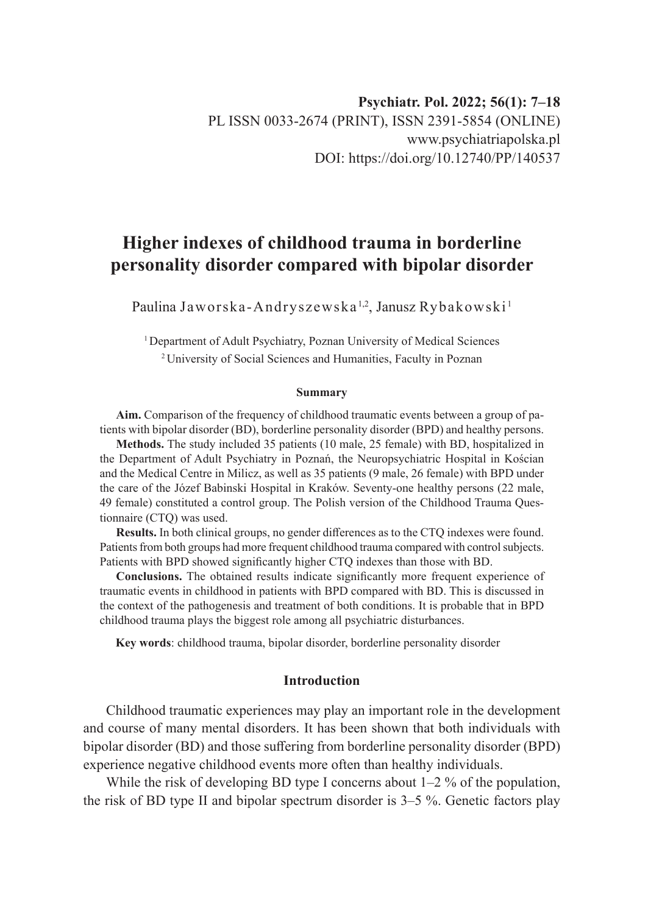Psychiatr. Pol. 2022; 56(1): 7–18
PL ISSN 0033-2674 (PRINT), ISSN 2391-5854 (ONLINE)
www.psychiatriapolska.pl
DOI: https://doi.org/10.12740/PP/140537

# Higher indexes of childhood trauma in borderline personality disorder compared with bipolar disorder

Paulina Jaworska-Andryszewska[1,2], Janusz Rybakowski[1]

[1] Department of Adult Psychiatry, Poznan University of Medical Sciences
[2] University of Social Sciences and Humanities, Faculty in Poznan

### Summary

**Aim.** Comparison of the frequency of childhood traumatic events between a group of patients with bipolar disorder (BD), borderline personality disorder (BPD) and healthy persons.

**Methods.** The study included 35 patients (10 male, 25 female) with BD, hospitalized in the Department of Adult Psychiatry in Poznań, the Neuropsychiatric Hospital in Kościan and the Medical Centre in Milicz, as well as 35 patients (9 male, 26 female) with BPD under the care of the Józef Babinski Hospital in Kraków. Seventy-one healthy persons (22 male, 49 female) constituted a control group. The Polish version of the Childhood Trauma Questionnaire (CTQ) was used.

**Results.** In both clinical groups, no gender differences as to the CTQ indexes were found. Patients from both groups had more frequent childhood trauma compared with control subjects. Patients with BPD showed significantly higher CTQ indexes than those with BD.

**Conclusions.** The obtained results indicate significantly more frequent experience of traumatic events in childhood in patients with BPD compared with BD. This is discussed in the context of the pathogenesis and treatment of both conditions. It is probable that in BPD childhood trauma plays the biggest role among all psychiatric disturbances.

**Key words**: childhood trauma, bipolar disorder, borderline personality disorder

## Introduction

Childhood traumatic experiences may play an important role in the development and course of many mental disorders. It has been shown that both individuals with bipolar disorder (BD) and those suffering from borderline personality disorder (BPD) experience negative childhood events more often than healthy individuals.

While the risk of developing BD type I concerns about 1–2 % of the population, the risk of BD type II and bipolar spectrum disorder is 3–5 %. Genetic factors play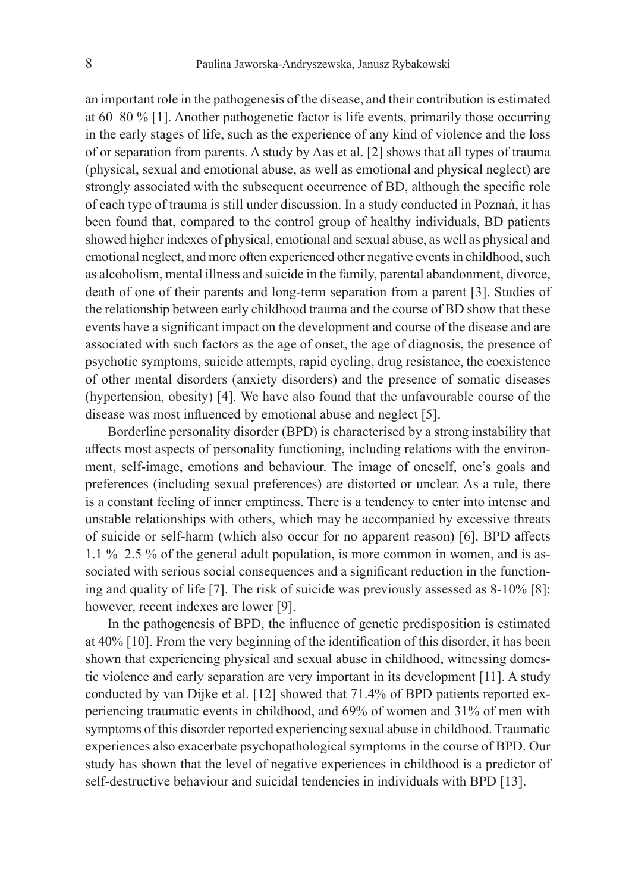an important role in the pathogenesis of the disease, and their contribution is estimated at 60–80 % [1]. Another pathogenetic factor is life events, primarily those occurring in the early stages of life, such as the experience of any kind of violence and the loss of or separation from parents. A study by Aas et al. [2] shows that all types of trauma (physical, sexual and emotional abuse, as well as emotional and physical neglect) are strongly associated with the subsequent occurrence of BD, although the specific role of each type of trauma is still under discussion. In a study conducted in Poznań, it has been found that, compared to the control group of healthy individuals, BD patients showed higher indexes of physical, emotional and sexual abuse, as well as physical and emotional neglect, and more often experienced other negative events in childhood, such as alcoholism, mental illness and suicide in the family, parental abandonment, divorce, death of one of their parents and long-term separation from a parent [3]. Studies of the relationship between early childhood trauma and the course of BD show that these events have a significant impact on the development and course of the disease and are associated with such factors as the age of onset, the age of diagnosis, the presence of psychotic symptoms, suicide attempts, rapid cycling, drug resistance, the coexistence of other mental disorders (anxiety disorders) and the presence of somatic diseases (hypertension, obesity) [4]. We have also found that the unfavourable course of the disease was most influenced by emotional abuse and neglect [5].

Borderline personality disorder (BPD) is characterised by a strong instability that affects most aspects of personality functioning, including relations with the environment, self-image, emotions and behaviour. The image of oneself, one's goals and preferences (including sexual preferences) are distorted or unclear. As a rule, there is a constant feeling of inner emptiness. There is a tendency to enter into intense and unstable relationships with others, which may be accompanied by excessive threats of suicide or self-harm (which also occur for no apparent reason) [6]. BPD affects 1.1 %–2.5 % of the general adult population, is more common in women, and is associated with serious social consequences and a significant reduction in the functioning and quality of life [7]. The risk of suicide was previously assessed as 8-10% [8]; however, recent indexes are lower [9].

In the pathogenesis of BPD, the influence of genetic predisposition is estimated at 40% [10]. From the very beginning of the identification of this disorder, it has been shown that experiencing physical and sexual abuse in childhood, witnessing domestic violence and early separation are very important in its development [11]. A study conducted by van Dijke et al. [12] showed that 71.4% of BPD patients reported experiencing traumatic events in childhood, and 69% of women and 31% of men with symptoms of this disorder reported experiencing sexual abuse in childhood. Traumatic experiences also exacerbate psychopathological symptoms in the course of BPD. Our study has shown that the level of negative experiences in childhood is a predictor of self-destructive behaviour and suicidal tendencies in individuals with BPD [13].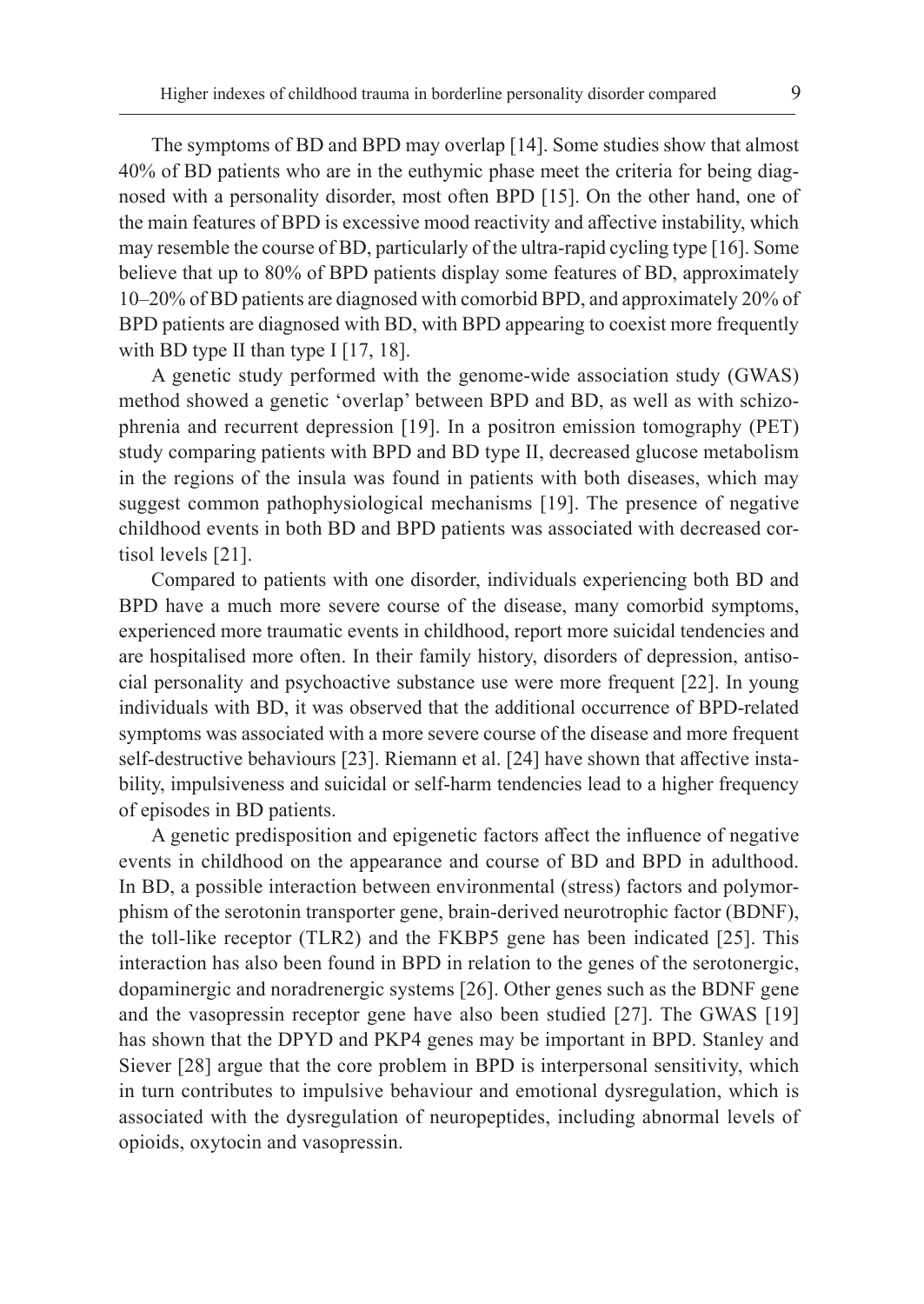The symptoms of BD and BPD may overlap [14]. Some studies show that almost 40% of BD patients who are in the euthymic phase meet the criteria for being diagnosed with a personality disorder, most often BPD [15]. On the other hand, one of the main features of BPD is excessive mood reactivity and affective instability, which may resemble the course of BD, particularly of the ultra-rapid cycling type [16]. Some believe that up to 80% of BPD patients display some features of BD, approximately 10–20% of BD patients are diagnosed with comorbid BPD, and approximately 20% of BPD patients are diagnosed with BD, with BPD appearing to coexist more frequently with BD type II than type I [17, 18].

A genetic study performed with the genome-wide association study (GWAS) method showed a genetic 'overlap' between BPD and BD, as well as with schizophrenia and recurrent depression [19]. In a positron emission tomography (PET) study comparing patients with BPD and BD type II, decreased glucose metabolism in the regions of the insula was found in patients with both diseases, which may suggest common pathophysiological mechanisms [19]. The presence of negative childhood events in both BD and BPD patients was associated with decreased cortisol levels [21].

Compared to patients with one disorder, individuals experiencing both BD and BPD have a much more severe course of the disease, many comorbid symptoms, experienced more traumatic events in childhood, report more suicidal tendencies and are hospitalised more often. In their family history, disorders of depression, antisocial personality and psychoactive substance use were more frequent [22]. In young individuals with BD, it was observed that the additional occurrence of BPD-related symptoms was associated with a more severe course of the disease and more frequent self-destructive behaviours [23]. Riemann et al. [24] have shown that affective instability, impulsiveness and suicidal or self-harm tendencies lead to a higher frequency of episodes in BD patients.

A genetic predisposition and epigenetic factors affect the influence of negative events in childhood on the appearance and course of BD and BPD in adulthood. In BD, a possible interaction between environmental (stress) factors and polymorphism of the serotonin transporter gene, brain-derived neurotrophic factor (BDNF), the toll-like receptor (TLR2) and the FKBP5 gene has been indicated [25]. This interaction has also been found in BPD in relation to the genes of the serotonergic, dopaminergic and noradrenergic systems [26]. Other genes such as the BDNF gene and the vasopressin receptor gene have also been studied [27]. The GWAS [19] has shown that the DPYD and PKP4 genes may be important in BPD. Stanley and Siever [28] argue that the core problem in BPD is interpersonal sensitivity, which in turn contributes to impulsive behaviour and emotional dysregulation, which is associated with the dysregulation of neuropeptides, including abnormal levels of opioids, oxytocin and vasopressin.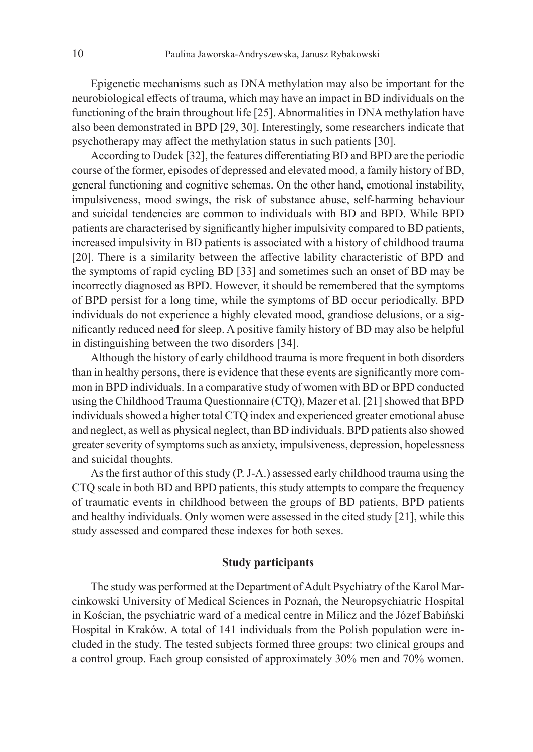Epigenetic mechanisms such as DNA methylation may also be important for the neurobiological effects of trauma, which may have an impact in BD individuals on the functioning of the brain throughout life [25]. Abnormalities in DNA methylation have also been demonstrated in BPD [29, 30]. Interestingly, some researchers indicate that psychotherapy may affect the methylation status in such patients [30].

According to Dudek [32], the features differentiating BD and BPD are the periodic course of the former, episodes of depressed and elevated mood, a family history of BD, general functioning and cognitive schemas. On the other hand, emotional instability, impulsiveness, mood swings, the risk of substance abuse, self-harming behaviour and suicidal tendencies are common to individuals with BD and BPD. While BPD patients are characterised by significantly higher impulsivity compared to BD patients, increased impulsivity in BD patients is associated with a history of childhood trauma [20]. There is a similarity between the affective lability characteristic of BPD and the symptoms of rapid cycling BD [33] and sometimes such an onset of BD may be incorrectly diagnosed as BPD. However, it should be remembered that the symptoms of BPD persist for a long time, while the symptoms of BD occur periodically. BPD individuals do not experience a highly elevated mood, grandiose delusions, or a significantly reduced need for sleep. A positive family history of BD may also be helpful in distinguishing between the two disorders [34].

Although the history of early childhood trauma is more frequent in both disorders than in healthy persons, there is evidence that these events are significantly more common in BPD individuals. In a comparative study of women with BD or BPD conducted using the Childhood Trauma Questionnaire (CTQ), Mazer et al. [21] showed that BPD individuals showed a higher total CTQ index and experienced greater emotional abuse and neglect, as well as physical neglect, than BD individuals. BPD patients also showed greater severity of symptoms such as anxiety, impulsiveness, depression, hopelessness and suicidal thoughts.

As the first author of this study (P. J-A.) assessed early childhood trauma using the CTQ scale in both BD and BPD patients, this study attempts to compare the frequency of traumatic events in childhood between the groups of BD patients, BPD patients and healthy individuals. Only women were assessed in the cited study [21], while this study assessed and compared these indexes for both sexes.

## Study participants

The study was performed at the Department of Adult Psychiatry of the Karol Marcinkowski University of Medical Sciences in Poznań, the Neuropsychiatric Hospital in Kościan, the psychiatric ward of a medical centre in Milicz and the Józef Babiński Hospital in Kraków. A total of 141 individuals from the Polish population were included in the study. The tested subjects formed three groups: two clinical groups and a control group. Each group consisted of approximately 30% men and 70% women.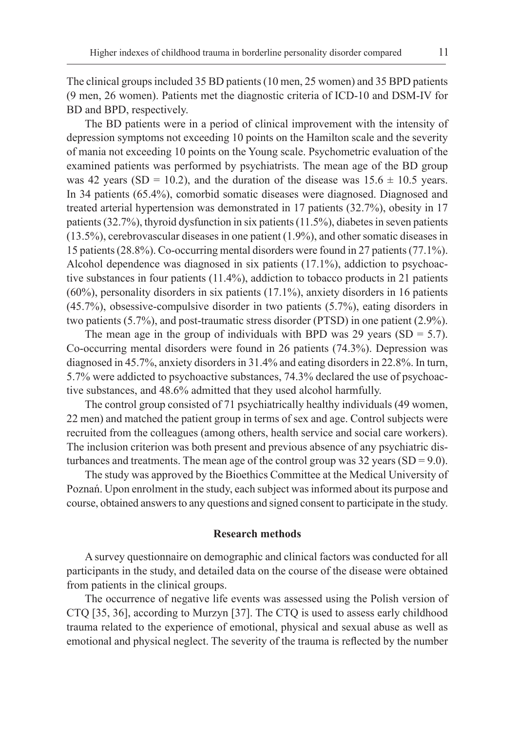The clinical groups included 35 BD patients (10 men, 25 women) and 35 BPD patients (9 men, 26 women). Patients met the diagnostic criteria of ICD-10 and DSM-IV for BD and BPD, respectively.

The BD patients were in a period of clinical improvement with the intensity of depression symptoms not exceeding 10 points on the Hamilton scale and the severity of mania not exceeding 10 points on the Young scale. Psychometric evaluation of the examined patients was performed by psychiatrists. The mean age of the BD group was 42 years (SD = 10.2), and the duration of the disease was $15.6 \pm 10.5$ years. In 34 patients (65.4%), comorbid somatic diseases were diagnosed. Diagnosed and treated arterial hypertension was demonstrated in 17 patients (32.7%), obesity in 17 patients (32.7%), thyroid dysfunction in six patients (11.5%), diabetes in seven patients (13.5%), cerebrovascular diseases in one patient (1.9%), and other somatic diseases in 15 patients (28.8%). Co-occurring mental disorders were found in 27 patients (77.1%). Alcohol dependence was diagnosed in six patients (17.1%), addiction to psychoactive substances in four patients (11.4%), addiction to tobacco products in 21 patients (60%), personality disorders in six patients (17.1%), anxiety disorders in 16 patients (45.7%), obsessive-compulsive disorder in two patients (5.7%), eating disorders in two patients (5.7%), and post-traumatic stress disorder (PTSD) in one patient (2.9%).

The mean age in the group of individuals with BPD was 29 years (SD = 5.7). Co-occurring mental disorders were found in 26 patients (74.3%). Depression was diagnosed in 45.7%, anxiety disorders in 31.4% and eating disorders in 22.8%. In turn, 5.7% were addicted to psychoactive substances, 74.3% declared the use of psychoactive substances, and 48.6% admitted that they used alcohol harmfully.

The control group consisted of 71 psychiatrically healthy individuals (49 women, 22 men) and matched the patient group in terms of sex and age. Control subjects were recruited from the colleagues (among others, health service and social care workers). The inclusion criterion was both present and previous absence of any psychiatric disturbances and treatments. The mean age of the control group was 32 years (SD = 9.0).

The study was approved by the Bioethics Committee at the Medical University of Poznań. Upon enrolment in the study, each subject was informed about its purpose and course, obtained answers to any questions and signed consent to participate in the study.

### Research methods

A survey questionnaire on demographic and clinical factors was conducted for all participants in the study, and detailed data on the course of the disease were obtained from patients in the clinical groups.

The occurrence of negative life events was assessed using the Polish version of CTQ [35, 36], according to Murzyn [37]. The CTQ is used to assess early childhood trauma related to the experience of emotional, physical and sexual abuse as well as emotional and physical neglect. The severity of the trauma is reflected by the number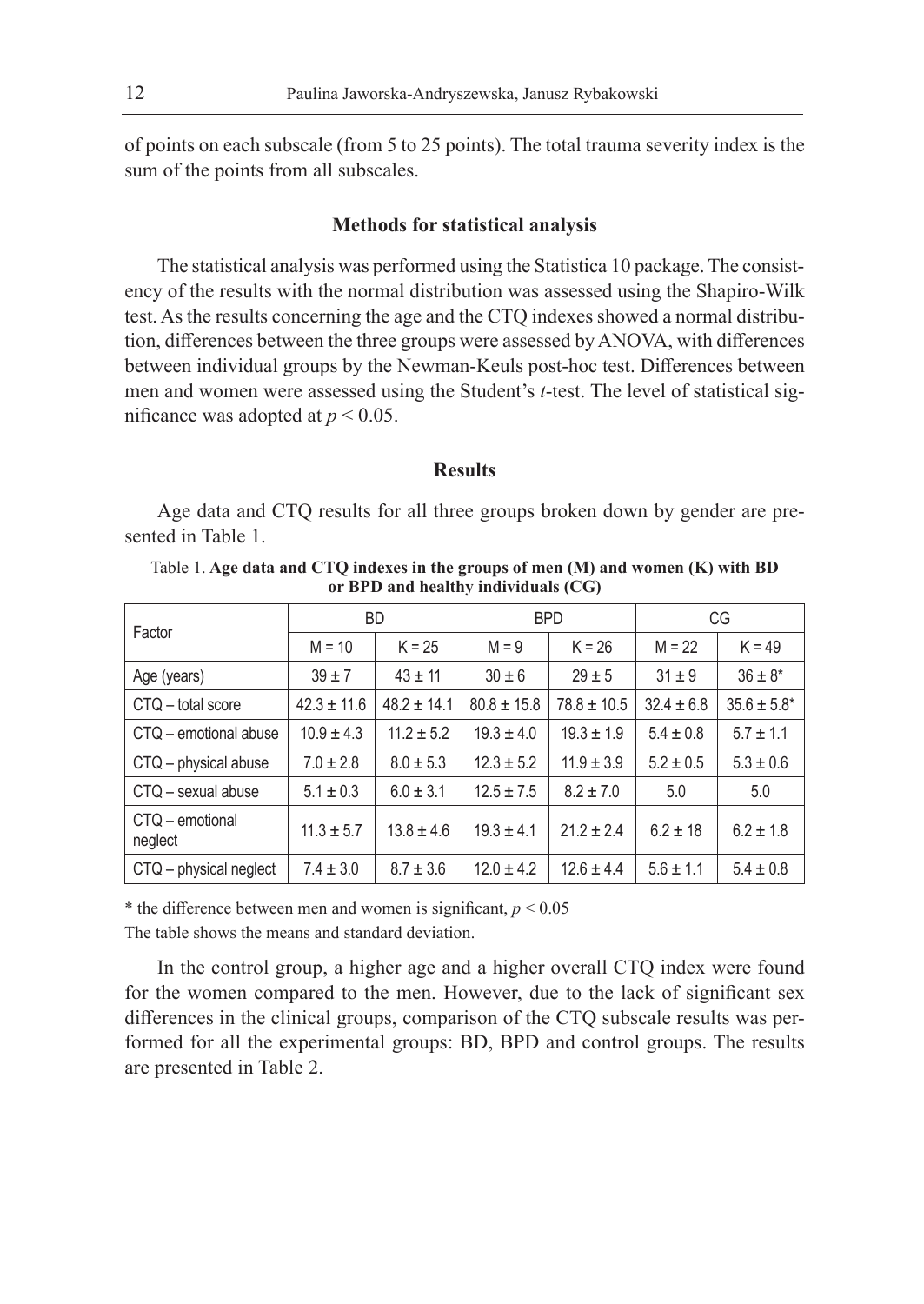of points on each subscale (from 5 to 25 points). The total trauma severity index is the sum of the points from all subscales.

### Methods for statistical analysis

The statistical analysis was performed using the Statistica 10 package. The consistency of the results with the normal distribution was assessed using the Shapiro-Wilk test. As the results concerning the age and the CTQ indexes showed a normal distribution, differences between the three groups were assessed by ANOVA, with differences between individual groups by the Newman-Keuls post-hoc test. Differences between men and women were assessed using the Student's *t*-test. The level of statistical significance was adopted at $p < 0.05$.

### Results

Age data and CTQ results for all three groups broken down by gender are presented in Table 1.

Table 1. **Age data and CTQ indexes in the groups of men (M) and women (K) with BD or BPD and healthy individuals (CG)**

| Factor | BD | | BPD | | CG | |
|---|---|---|---|---|---|---|
| | M = 10 | K = 25 | M = 9 | K = 26 | M = 22 | K = 49 |
| Age (years) | 39 ± 7 | 43 ± 11 | 30 ± 6 | 29 ± 5 | 31 ± 9 | 36 ± 8* |
| CTQ – total score | 42.3 ± 11.6 | 48.2 ± 14.1 | 80.8 ± 15.8 | 78.8 ± 10.5 | 32.4 ± 6.8 | 35.6 ± 5.8* |
| CTQ – emotional abuse | 10.9 ± 4.3 | 11.2 ± 5.2 | 19.3 ± 4.0 | 19.3 ± 1.9 | 5.4 ± 0.8 | 5.7 ± 1.1 |
| CTQ – physical abuse | 7.0 ± 2.8 | 8.0 ± 5.3 | 12.3 ± 5.2 | 11.9 ± 3.9 | 5.2 ± 0.5 | 5.3 ± 0.6 |
| CTQ – sexual abuse | 5.1 ± 0.3 | 6.0 ± 3.1 | 12.5 ± 7.5 | 8.2 ± 7.0 | 5.0 | 5.0 |
| CTQ – emotional neglect | 11.3 ± 5.7 | 13.8 ± 4.6 | 19.3 ± 4.1 | 21.2 ± 2.4 | 6.2 ± 18 | 6.2 ± 1.8 |
| CTQ – physical neglect | 7.4 ± 3.0 | 8.7 ± 3.6 | 12.0 ± 4.2 | 12.6 ± 4.4 | 5.6 ± 1.1 | 5.4 ± 0.8 |

\* the difference between men and women is significant, $p < 0.05$

The table shows the means and standard deviation.

In the control group, a higher age and a higher overall CTQ index were found for the women compared to the men. However, due to the lack of significant sex differences in the clinical groups, comparison of the CTQ subscale results was performed for all the experimental groups: BD, BPD and control groups. The results are presented in Table 2.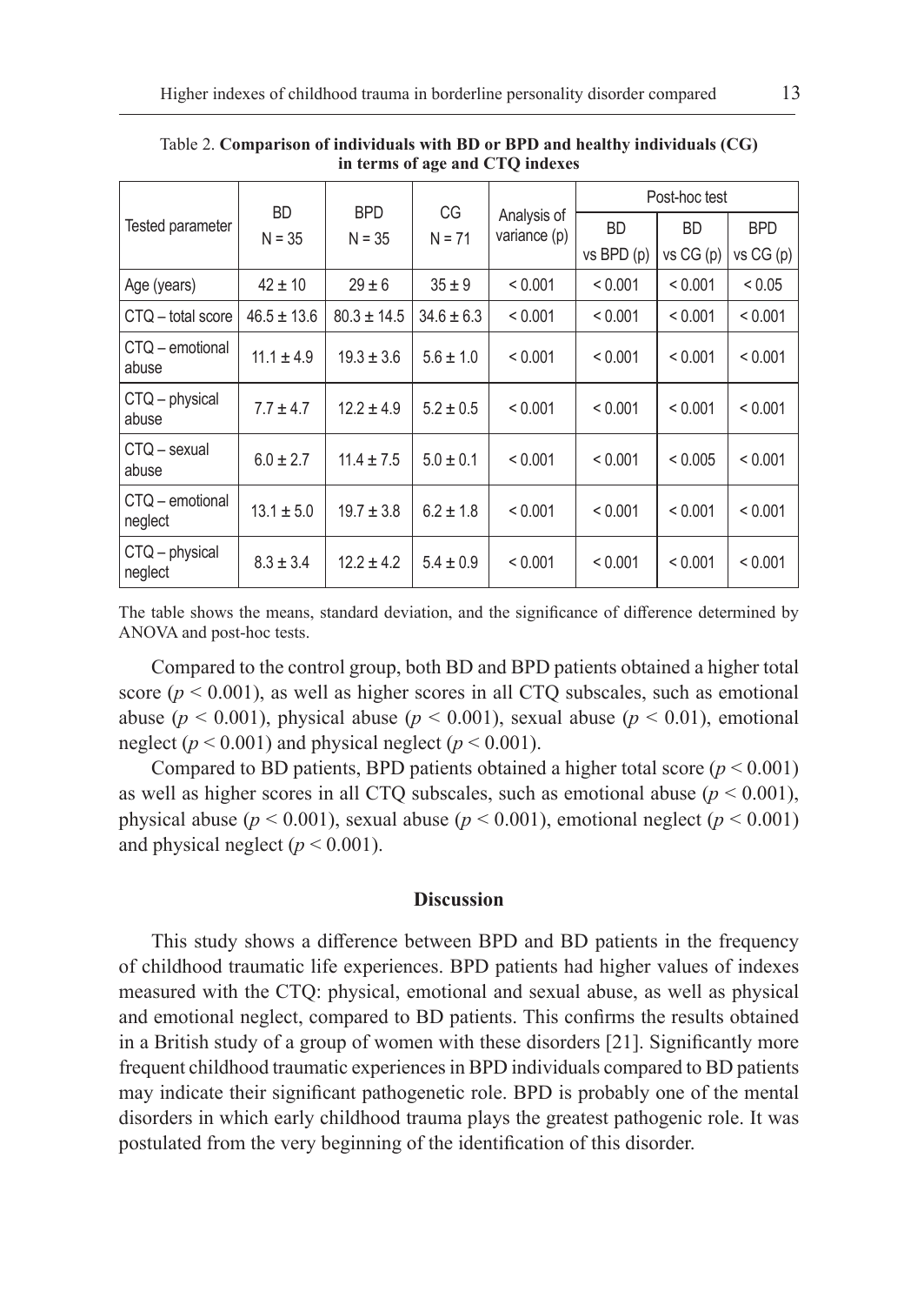Table 2. **Comparison of individuals with BD or BPD and healthy individuals (CG) in terms of age and CTQ indexes**

| Tested parameter | BD N = 35 | BPD N = 35 | CG N = 71 | Analysis of variance (p) | Post-hoc test | | |
|---|---|---|---|---|---|---|---|
| | | | | | BD vs BPD (p) | BD vs CG (p) | BPD vs CG (p) |
| Age (years) | 42 ± 10 | 29 ± 6 | 35 ± 9 | < 0.001 | < 0.001 | < 0.001 | < 0.05 |
| CTQ – total score | 46.5 ± 13.6 | 80.3 ± 14.5 | 34.6 ± 6.3 | < 0.001 | < 0.001 | < 0.001 | < 0.001 |
| CTQ – emotional abuse | 11.1 ± 4.9 | 19.3 ± 3.6 | 5.6 ± 1.0 | < 0.001 | < 0.001 | < 0.001 | < 0.001 |
| CTQ – physical abuse | 7.7 ± 4.7 | 12.2 ± 4.9 | 5.2 ± 0.5 | < 0.001 | < 0.001 | < 0.001 | < 0.001 |
| CTQ – sexual abuse | 6.0 ± 2.7 | 11.4 ± 7.5 | 5.0 ± 0.1 | < 0.001 | < 0.001 | < 0.005 | < 0.001 |
| CTQ – emotional neglect | 13.1 ± 5.0 | 19.7 ± 3.8 | 6.2 ± 1.8 | < 0.001 | < 0.001 | < 0.001 | < 0.001 |
| CTQ – physical neglect | 8.3 ± 3.4 | 12.2 ± 4.2 | 5.4 ± 0.9 | < 0.001 | < 0.001 | < 0.001 | < 0.001 |

The table shows the means, standard deviation, and the significance of difference determined by ANOVA and post-hoc tests.

Compared to the control group, both BD and BPD patients obtained a higher total score ($p < 0.001$), as well as higher scores in all CTQ subscales, such as emotional abuse ($p < 0.001$), physical abuse ($p < 0.001$), sexual abuse ($p < 0.01$), emotional neglect ($p < 0.001$) and physical neglect ($p < 0.001$).

Compared to BD patients, BPD patients obtained a higher total score ($p < 0.001$) as well as higher scores in all CTQ subscales, such as emotional abuse ($p < 0.001$), physical abuse ($p < 0.001$), sexual abuse ($p < 0.001$), emotional neglect ($p < 0.001$) and physical neglect ($p < 0.001$).

## Discussion

This study shows a difference between BPD and BD patients in the frequency of childhood traumatic life experiences. BPD patients had higher values of indexes measured with the CTQ: physical, emotional and sexual abuse, as well as physical and emotional neglect, compared to BD patients. This confirms the results obtained in a British study of a group of women with these disorders [21]. Significantly more frequent childhood traumatic experiences in BPD individuals compared to BD patients may indicate their significant pathogenetic role. BPD is probably one of the mental disorders in which early childhood trauma plays the greatest pathogenic role. It was postulated from the very beginning of the identification of this disorder.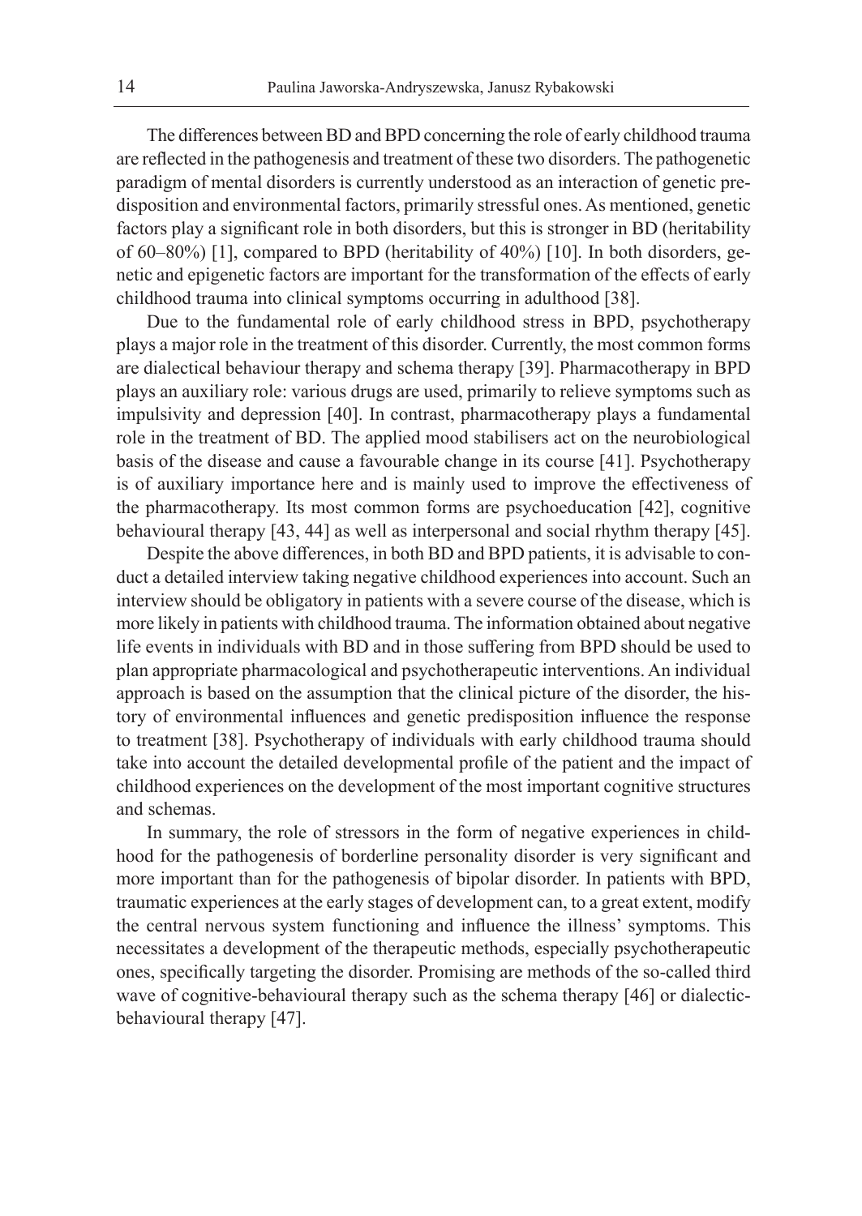The differences between BD and BPD concerning the role of early childhood trauma are reflected in the pathogenesis and treatment of these two disorders. The pathogenetic paradigm of mental disorders is currently understood as an interaction of genetic predisposition and environmental factors, primarily stressful ones. As mentioned, genetic factors play a significant role in both disorders, but this is stronger in BD (heritability of 60–80%) [1], compared to BPD (heritability of 40%) [10]. In both disorders, genetic and epigenetic factors are important for the transformation of the effects of early childhood trauma into clinical symptoms occurring in adulthood [38].

Due to the fundamental role of early childhood stress in BPD, psychotherapy plays a major role in the treatment of this disorder. Currently, the most common forms are dialectical behaviour therapy and schema therapy [39]. Pharmacotherapy in BPD plays an auxiliary role: various drugs are used, primarily to relieve symptoms such as impulsivity and depression [40]. In contrast, pharmacotherapy plays a fundamental role in the treatment of BD. The applied mood stabilisers act on the neurobiological basis of the disease and cause a favourable change in its course [41]. Psychotherapy is of auxiliary importance here and is mainly used to improve the effectiveness of the pharmacotherapy. Its most common forms are psychoeducation [42], cognitive behavioural therapy [43, 44] as well as interpersonal and social rhythm therapy [45].

Despite the above differences, in both BD and BPD patients, it is advisable to conduct a detailed interview taking negative childhood experiences into account. Such an interview should be obligatory in patients with a severe course of the disease, which is more likely in patients with childhood trauma. The information obtained about negative life events in individuals with BD and in those suffering from BPD should be used to plan appropriate pharmacological and psychotherapeutic interventions. An individual approach is based on the assumption that the clinical picture of the disorder, the history of environmental influences and genetic predisposition influence the response to treatment [38]. Psychotherapy of individuals with early childhood trauma should take into account the detailed developmental profile of the patient and the impact of childhood experiences on the development of the most important cognitive structures and schemas.

In summary, the role of stressors in the form of negative experiences in childhood for the pathogenesis of borderline personality disorder is very significant and more important than for the pathogenesis of bipolar disorder. In patients with BPD, traumatic experiences at the early stages of development can, to a great extent, modify the central nervous system functioning and influence the illness' symptoms. This necessitates a development of the therapeutic methods, especially psychotherapeutic ones, specifically targeting the disorder. Promising are methods of the so-called third wave of cognitive-behavioural therapy such as the schema therapy [46] or dialectic-behavioural therapy [47].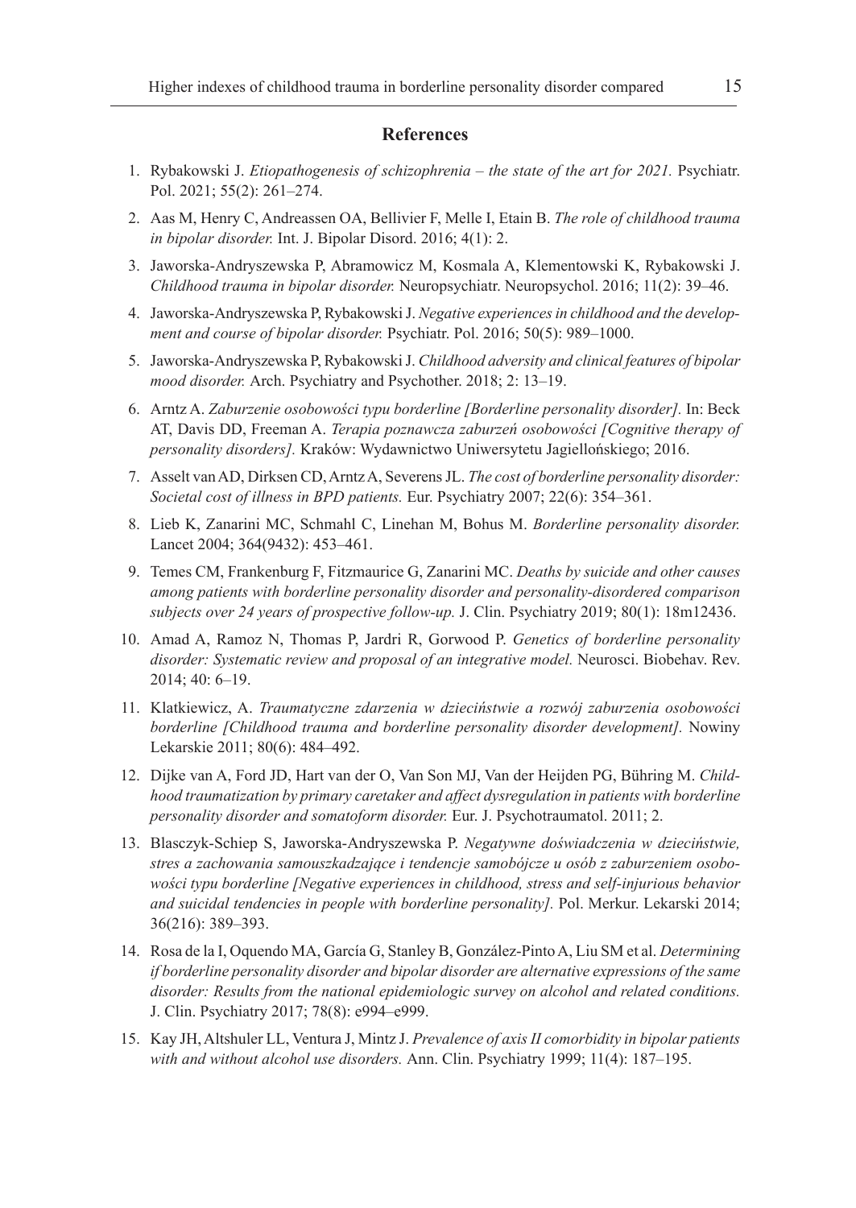## References

1. Rybakowski J. *Etiopathogenesis of schizophrenia – the state of the art for 2021.* Psychiatr. Pol. 2021; 55(2): 261–274.
2. Aas M, Henry C, Andreassen OA, Bellivier F, Melle I, Etain B. *The role of childhood trauma in bipolar disorder.* Int. J. Bipolar Disord. 2016; 4(1): 2.
3. Jaworska-Andryszewska P, Abramowicz M, Kosmala A, Klementowski K, Rybakowski J. *Childhood trauma in bipolar disorder.* Neuropsychiatr. Neuropsychol. 2016; 11(2): 39–46.
4. Jaworska-Andryszewska P, Rybakowski J. *Negative experiences in childhood and the development and course of bipolar disorder.* Psychiatr. Pol. 2016; 50(5): 989–1000.
5. Jaworska-Andryszewska P, Rybakowski J. *Childhood adversity and clinical features of bipolar mood disorder.* Arch. Psychiatry and Psychother. 2018; 2: 13–19.
6. Arntz A. *Zaburzenie osobowości typu borderline [Borderline personality disorder].* In: Beck AT, Davis DD, Freeman A. *Terapia poznawcza zaburzeń osobowości [Cognitive therapy of personality disorders].* Kraków: Wydawnictwo Uniwersytetu Jagiellońskiego; 2016.
7. Asselt van AD, Dirksen CD, Arntz A, Severens JL. *The cost of borderline personality disorder: Societal cost of illness in BPD patients.* Eur. Psychiatry 2007; 22(6): 354–361.
8. Lieb K, Zanarini MC, Schmahl C, Linehan M, Bohus M. *Borderline personality disorder.* Lancet 2004; 364(9432): 453–461.
9. Temes CM, Frankenburg F, Fitzmaurice G, Zanarini MC. *Deaths by suicide and other causes among patients with borderline personality disorder and personality-disordered comparison subjects over 24 years of prospective follow-up.* J. Clin. Psychiatry 2019; 80(1): 18m12436.
10. Amad A, Ramoz N, Thomas P, Jardri R, Gorwood P. *Genetics of borderline personality disorder: Systematic review and proposal of an integrative model.* Neurosci. Biobehav. Rev. 2014; 40: 6–19.
11. Klatkiewicz, A. *Traumatyczne zdarzenia w dzieciństwie a rozwój zaburzenia osobowości borderline [Childhood trauma and borderline personality disorder development].* Nowiny Lekarskie 2011; 80(6): 484–492.
12. Dijke van A, Ford JD, Hart van der O, Van Son MJ, Van der Heijden PG, Bühring M. *Childhood traumatization by primary caretaker and affect dysregulation in patients with borderline personality disorder and somatoform disorder.* Eur. J. Psychotraumatol. 2011; 2.
13. Blasczyk-Schiep S, Jaworska-Andryszewska P. *Negatywne doświadczenia w dzieciństwie, stres a zachowania samouszkadzające i tendencje samobójcze u osób z zaburzeniem osobowości typu borderline [Negative experiences in childhood, stress and self-injurious behavior and suicidal tendencies in people with borderline personality].* Pol. Merkur. Lekarski 2014; 36(216): 389–393.
14. Rosa de la I, Oquendo MA, García G, Stanley B, González-Pinto A, Liu SM et al. *Determining if borderline personality disorder and bipolar disorder are alternative expressions of the same disorder: Results from the national epidemiologic survey on alcohol and related conditions.* J. Clin. Psychiatry 2017; 78(8): e994–e999.
15. Kay JH, Altshuler LL, Ventura J, Mintz J. *Prevalence of axis II comorbidity in bipolar patients with and without alcohol use disorders.* Ann. Clin. Psychiatry 1999; 11(4): 187–195.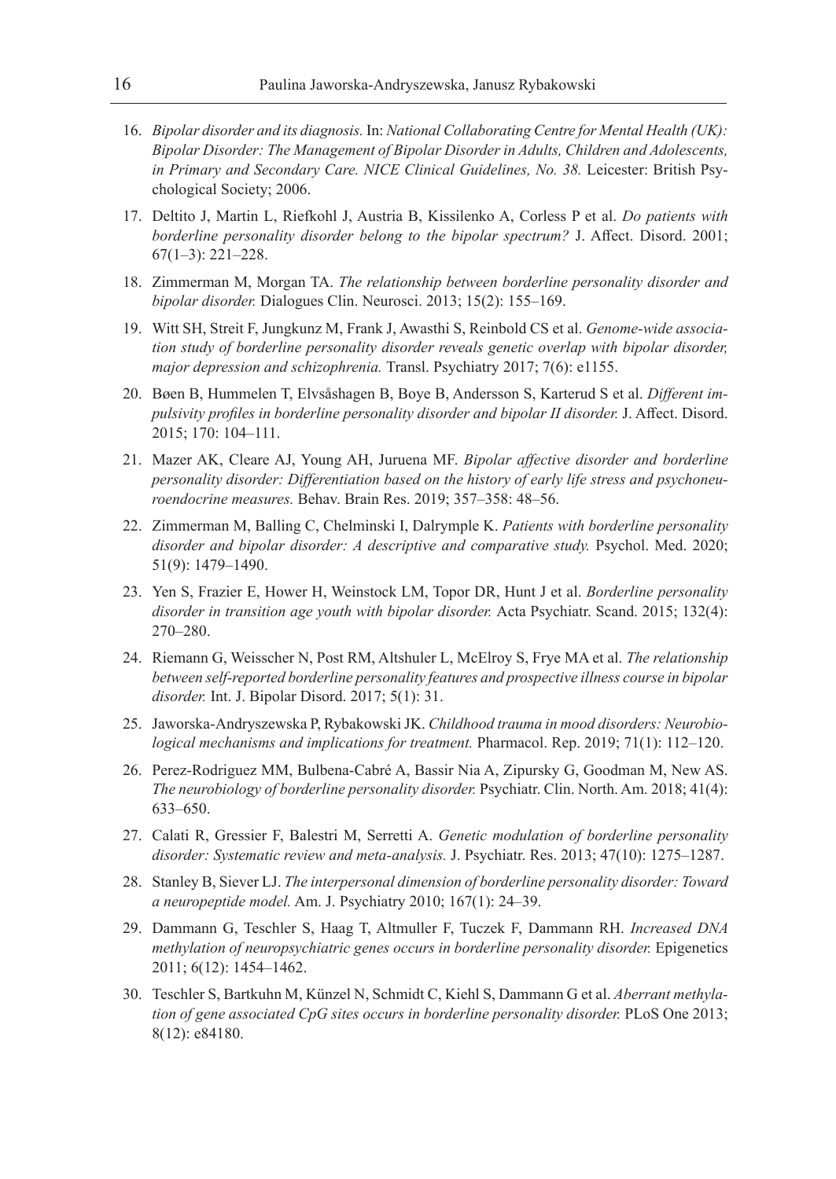16. *Bipolar disorder and its diagnosis.* In: *National Collaborating Centre for Mental Health (UK): Bipolar Disorder: The Management of Bipolar Disorder in Adults, Children and Adolescents, in Primary and Secondary Care. NICE Clinical Guidelines, No. 38.* Leicester: British Psychological Society; 2006.
17. Deltito J, Martin L, Riefkohl J, Austria B, Kissilenko A, Corless P et al. *Do patients with borderline personality disorder belong to the bipolar spectrum?* J. Affect. Disord. 2001; 67(1–3): 221–228.
18. Zimmerman M, Morgan TA. *The relationship between borderline personality disorder and bipolar disorder.* Dialogues Clin. Neurosci. 2013; 15(2): 155–169.
19. Witt SH, Streit F, Jungkunz M, Frank J, Awasthi S, Reinbold CS et al. *Genome-wide association study of borderline personality disorder reveals genetic overlap with bipolar disorder, major depression and schizophrenia.* Transl. Psychiatry 2017; 7(6): e1155.
20. Bøen B, Hummelen T, Elvsåshagen B, Boye B, Andersson S, Karterud S et al. *Different impulsivity profiles in borderline personality disorder and bipolar II disorder.* J. Affect. Disord. 2015; 170: 104–111.
21. Mazer AK, Cleare AJ, Young AH, Juruena MF. *Bipolar affective disorder and borderline personality disorder: Differentiation based on the history of early life stress and psychoneuroendocrine measures.* Behav. Brain Res. 2019; 357–358: 48–56.
22. Zimmerman M, Balling C, Chelminski I, Dalrymple K. *Patients with borderline personality disorder and bipolar disorder: A descriptive and comparative study.* Psychol. Med. 2020; 51(9): 1479–1490.
23. Yen S, Frazier E, Hower H, Weinstock LM, Topor DR, Hunt J et al. *Borderline personality disorder in transition age youth with bipolar disorder.* Acta Psychiatr. Scand. 2015; 132(4): 270–280.
24. Riemann G, Weisscher N, Post RM, Altshuler L, McElroy S, Frye MA et al. *The relationship between self-reported borderline personality features and prospective illness course in bipolar disorder.* Int. J. Bipolar Disord. 2017; 5(1): 31.
25. Jaworska-Andryszewska P, Rybakowski JK. *Childhood trauma in mood disorders: Neurobiological mechanisms and implications for treatment.* Pharmacol. Rep. 2019; 71(1): 112–120.
26. Perez-Rodriguez MM, Bulbena-Cabré A, Bassir Nia A, Zipursky G, Goodman M, New AS. *The neurobiology of borderline personality disorder.* Psychiatr. Clin. North. Am. 2018; 41(4): 633–650.
27. Calati R, Gressier F, Balestri M, Serretti A. *Genetic modulation of borderline personality disorder: Systematic review and meta-analysis.* J. Psychiatr. Res. 2013; 47(10): 1275–1287.
28. Stanley B, Siever LJ. *The interpersonal dimension of borderline personality disorder: Toward a neuropeptide model.* Am. J. Psychiatry 2010; 167(1): 24–39.
29. Dammann G, Teschler S, Haag T, Altmuller F, Tuczek F, Dammann RH. *Increased DNA methylation of neuropsychiatric genes occurs in borderline personality disorder.* Epigenetics 2011; 6(12): 1454–1462.
30. Teschler S, Bartkuhn M, Künzel N, Schmidt C, Kiehl S, Dammann G et al. *Aberrant methylation of gene associated CpG sites occurs in borderline personality disorder.* PLoS One 2013; 8(12): e84180.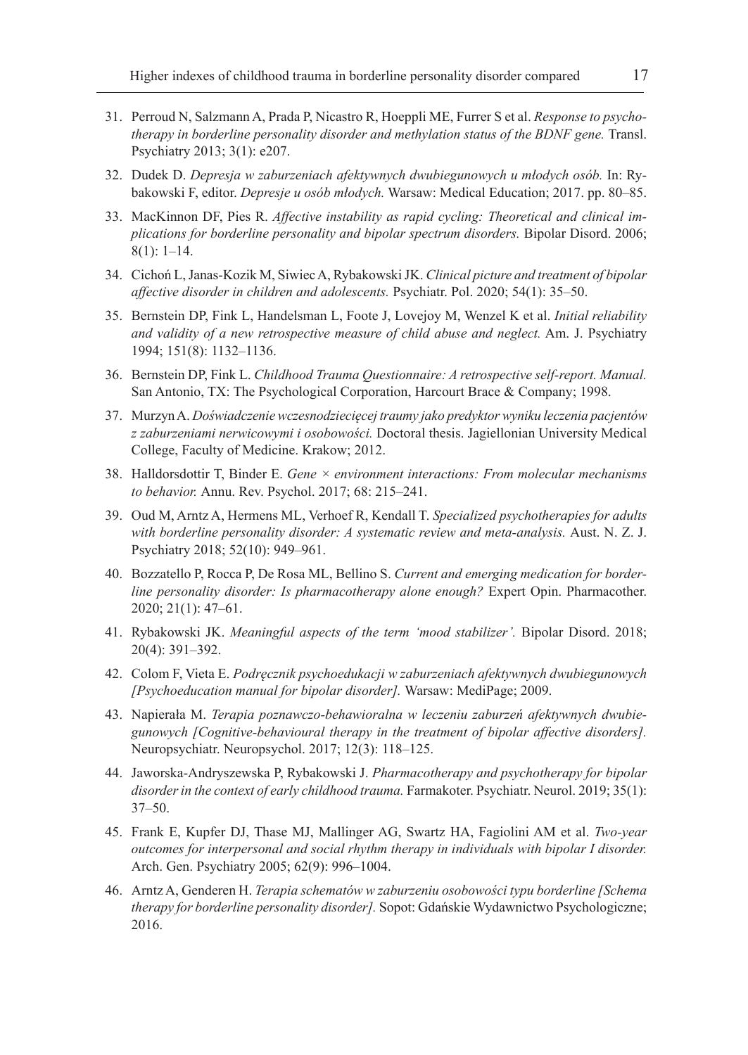31. Perroud N, Salzmann A, Prada P, Nicastro R, Hoeppli ME, Furrer S et al. *Response to psychotherapy in borderline personality disorder and methylation status of the BDNF gene.* Transl. Psychiatry 2013; 3(1): e207.
32. Dudek D. *Depresja w zaburzeniach afektywnych dwubiegunowych u młodych osób.* In: Rybakowski F, editor. *Depresje u osób młodych.* Warsaw: Medical Education; 2017. pp. 80–85.
33. MacKinnon DF, Pies R. *Affective instability as rapid cycling: Theoretical and clinical implications for borderline personality and bipolar spectrum disorders.* Bipolar Disord. 2006; 8(1): 1–14.
34. Cichoń L, Janas-Kozik M, Siwiec A, Rybakowski JK. *Clinical picture and treatment of bipolar affective disorder in children and adolescents.* Psychiatr. Pol. 2020; 54(1): 35–50.
35. Bernstein DP, Fink L, Handelsman L, Foote J, Lovejoy M, Wenzel K et al. *Initial reliability and validity of a new retrospective measure of child abuse and neglect.* Am. J. Psychiatry 1994; 151(8): 1132–1136.
36. Bernstein DP, Fink L. *Childhood Trauma Questionnaire: A retrospective self-report. Manual.* San Antonio, TX: The Psychological Corporation, Harcourt Brace & Company; 1998.
37. Murzyn A. *Doświadczenie wczesnodziecięcej traumy jako predyktor wyniku leczenia pacjentów z zaburzeniami nerwicowymi i osobowości.* Doctoral thesis. Jagiellonian University Medical College, Faculty of Medicine. Krakow; 2012.
38. Halldorsdottir T, Binder E. *Gene × environment interactions: From molecular mechanisms to behavior.* Annu. Rev. Psychol. 2017; 68: 215–241.
39. Oud M, Arntz A, Hermens ML, Verhoef R, Kendall T. *Specialized psychotherapies for adults with borderline personality disorder: A systematic review and meta-analysis.* Aust. N. Z. J. Psychiatry 2018; 52(10): 949–961.
40. Bozzatello P, Rocca P, De Rosa ML, Bellino S. *Current and emerging medication for borderline personality disorder: Is pharmacotherapy alone enough?* Expert Opin. Pharmacother. 2020; 21(1): 47–61.
41. Rybakowski JK. *Meaningful aspects of the term 'mood stabilizer'.* Bipolar Disord. 2018; 20(4): 391–392.
42. Colom F, Vieta E. *Podręcznik psychoedukacji w zaburzeniach afektywnych dwubiegunowych [Psychoeducation manual for bipolar disorder].* Warsaw: MediPage; 2009.
43. Napierała M. *Terapia poznawczo-behawioralna w leczeniu zaburzeń afektywnych dwubiegunowych [Cognitive-behavioural therapy in the treatment of bipolar affective disorders].* Neuropsychiatr. Neuropsychol. 2017; 12(3): 118–125.
44. Jaworska-Andryszewska P, Rybakowski J. *Pharmacotherapy and psychotherapy for bipolar disorder in the context of early childhood trauma.* Farmakoter. Psychiatr. Neurol. 2019; 35(1): 37–50.
45. Frank E, Kupfer DJ, Thase MJ, Mallinger AG, Swartz HA, Fagiolini AM et al. *Two-year outcomes for interpersonal and social rhythm therapy in individuals with bipolar I disorder.* Arch. Gen. Psychiatry 2005; 62(9): 996–1004.
46. Arntz A, Genderen H. *Terapia schematów w zaburzeniu osobowości typu borderline [Schema therapy for borderline personality disorder].* Sopot: Gdańskie Wydawnictwo Psychologiczne; 2016.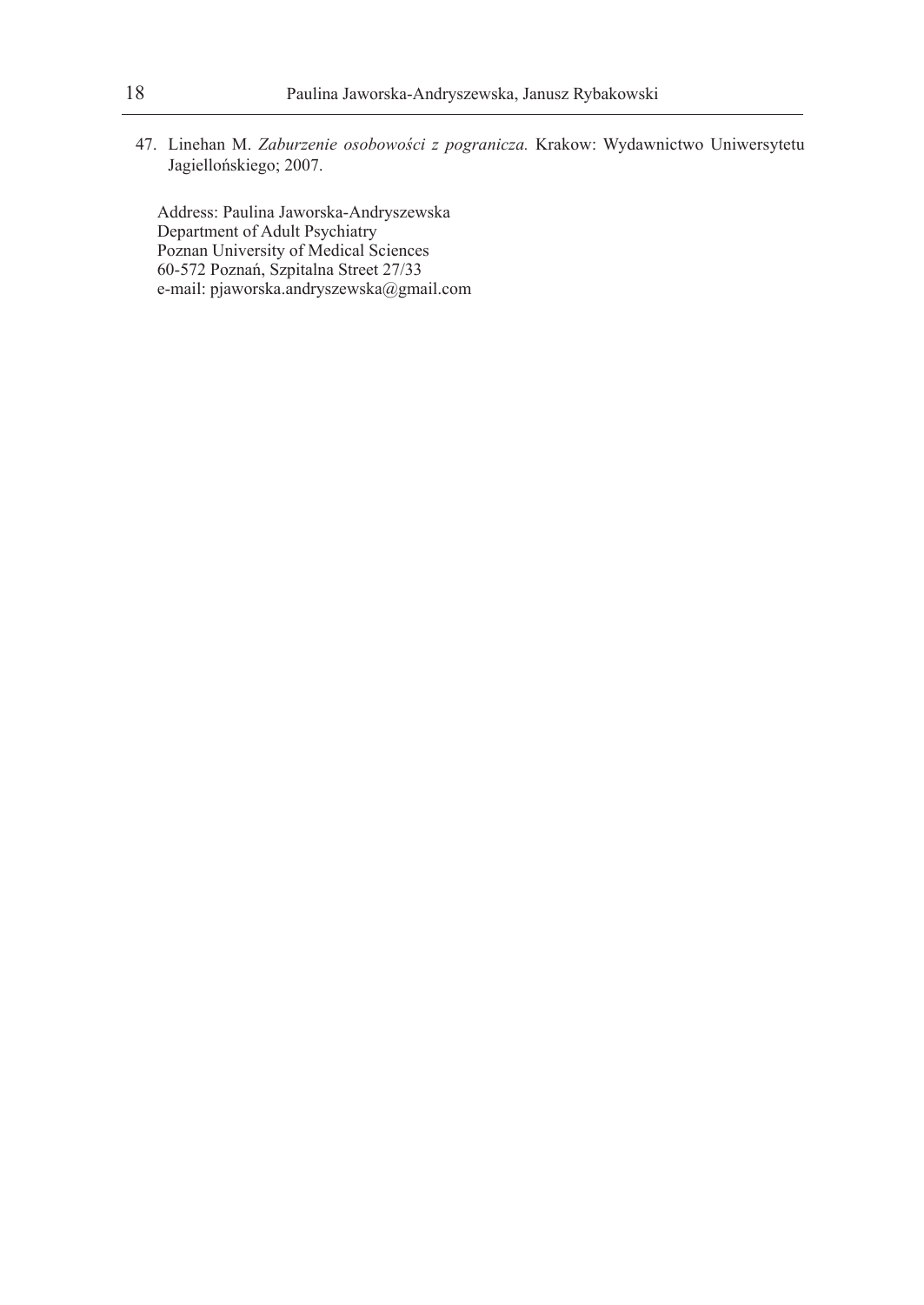47. Linehan M. *Zaburzenie osobowości z pogranicza.* Krakow: Wydawnictwo Uniwersytetu Jagiellońskiego; 2007.

Address: Paulina Jaworska-Andryszewska
Department of Adult Psychiatry
Poznan University of Medical Sciences
60-572 Poznań, Szpitalna Street 27/33
e-mail: pjaworska.andryszewska@gmail.com